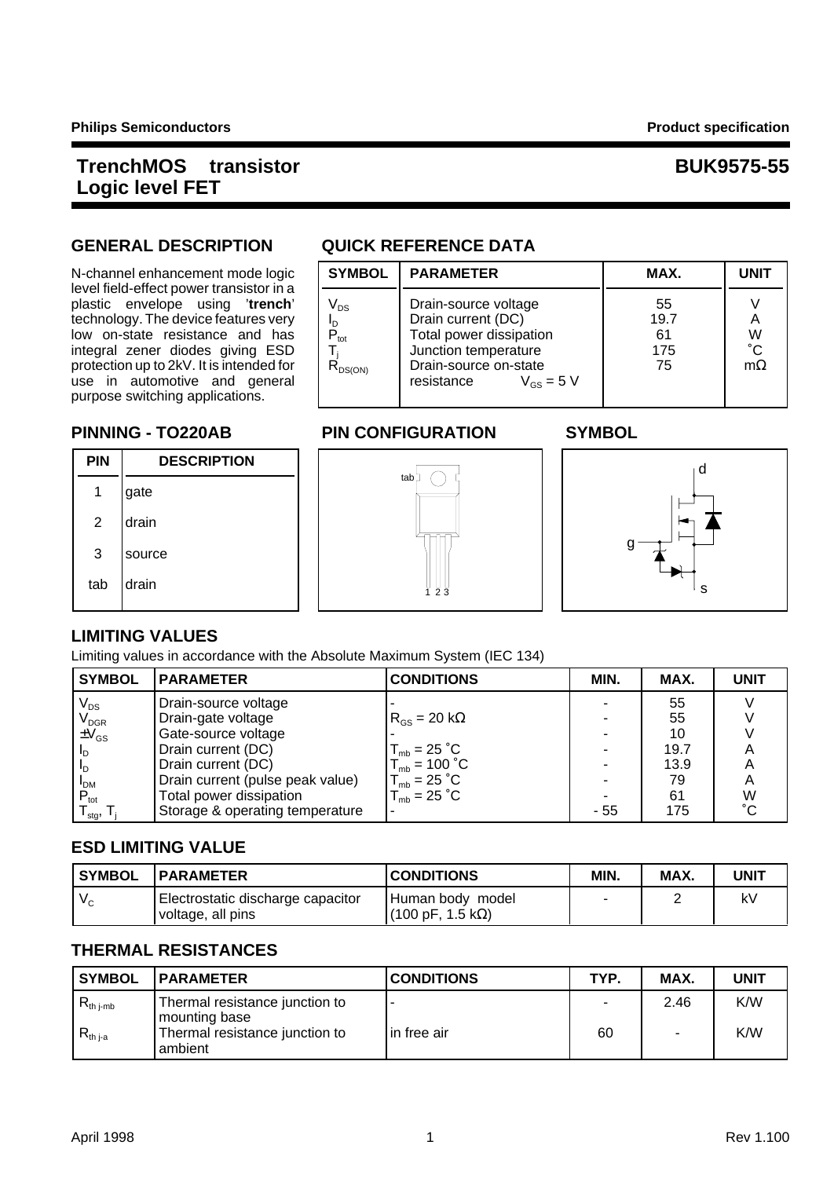# TrenchMOS transistor Logic level FET

# BUK9575-55

## GENERAL DESCRIPTION

N-channel enhancement mode logic level field-effect power transistor in a plastic envelope using '**trench**' technology. The device features very low on-state resistance and has integral zener diodes giving ESD protection up to 2kV. It is intended for use in automotive and general purpose switching applications.

## QUICK REFERENCE DATA

| SYMBOL | PARAMETER | MAX. | UNIT |
|---|---|---|---|
| $V_{DS}$ | Drain-source voltage | 55 | V |
| $I_D$ | Drain current (DC) | 19.7 | A |
| $P_{tot}$ | Total power dissipation | 61 | W |
| $T_j$ | Junction temperature | 175 | ˚C |
| $R_{DS(ON)}$ | Drain-source on-state resistance $V_{GS}$ = 5 V | 75 | mΩ |

## PINNING - TO220AB

| PIN | DESCRIPTION |
|---|---|
| 1 | gate |
| 2 | drain |
| 3 | source |
| tab | drain |

## PIN CONFIGURATION

## SYMBOL

## LIMITING VALUES

Limiting values in accordance with the Absolute Maximum System (IEC 134)

| SYMBOL | PARAMETER | CONDITIONS | MIN. | MAX. | UNIT |
|---|---|---|---|---|---|
| $V_{DS}$ | Drain-source voltage | - | - | 55 | V |
| $V_{DGR}$ | Drain-gate voltage | $R_{GS}$ = 20 kΩ | - | 55 | V |
| $\pm V_{GS}$ | Gate-source voltage | - | - | 10 | V |
| $I_D$ | Drain current (DC) | $T_{mb}$ = 25 ˚C | - | 19.7 | A |
| $I_D$ | Drain current (DC) | $T_{mb}$ = 100 ˚C | - | 13.9 | A |
| $I_{DM}$ | Drain current (pulse peak value) | $T_{mb}$ = 25 ˚C | - | 79 | A |
| $P_{tot}$ | Total power dissipation | $T_{mb}$ = 25 ˚C | - | 61 | W |
| $T_{stg}$, $T_j$ | Storage & operating temperature | - | - 55 | 175 | ˚C |

## ESD LIMITING VALUE

| SYMBOL | PARAMETER | CONDITIONS | MIN. | MAX. | UNIT |
|---|---|---|---|---|---|
| $V_C$ | Electrostatic discharge capacitor voltage, all pins | Human body model (100 pF, 1.5 kΩ) | - | 2 | kV |

## THERMAL RESISTANCES

| SYMBOL | PARAMETER | CONDITIONS | TYP. | MAX. | UNIT |
|---|---|---|---|---|---|
| $R_{th\ j\text{-}mb}$ | Thermal resistance junction to mounting base | - | - | 2.46 | K/W |
| $R_{th\ j\text{-}a}$ | Thermal resistance junction to ambient | in free air | 60 | - | K/W |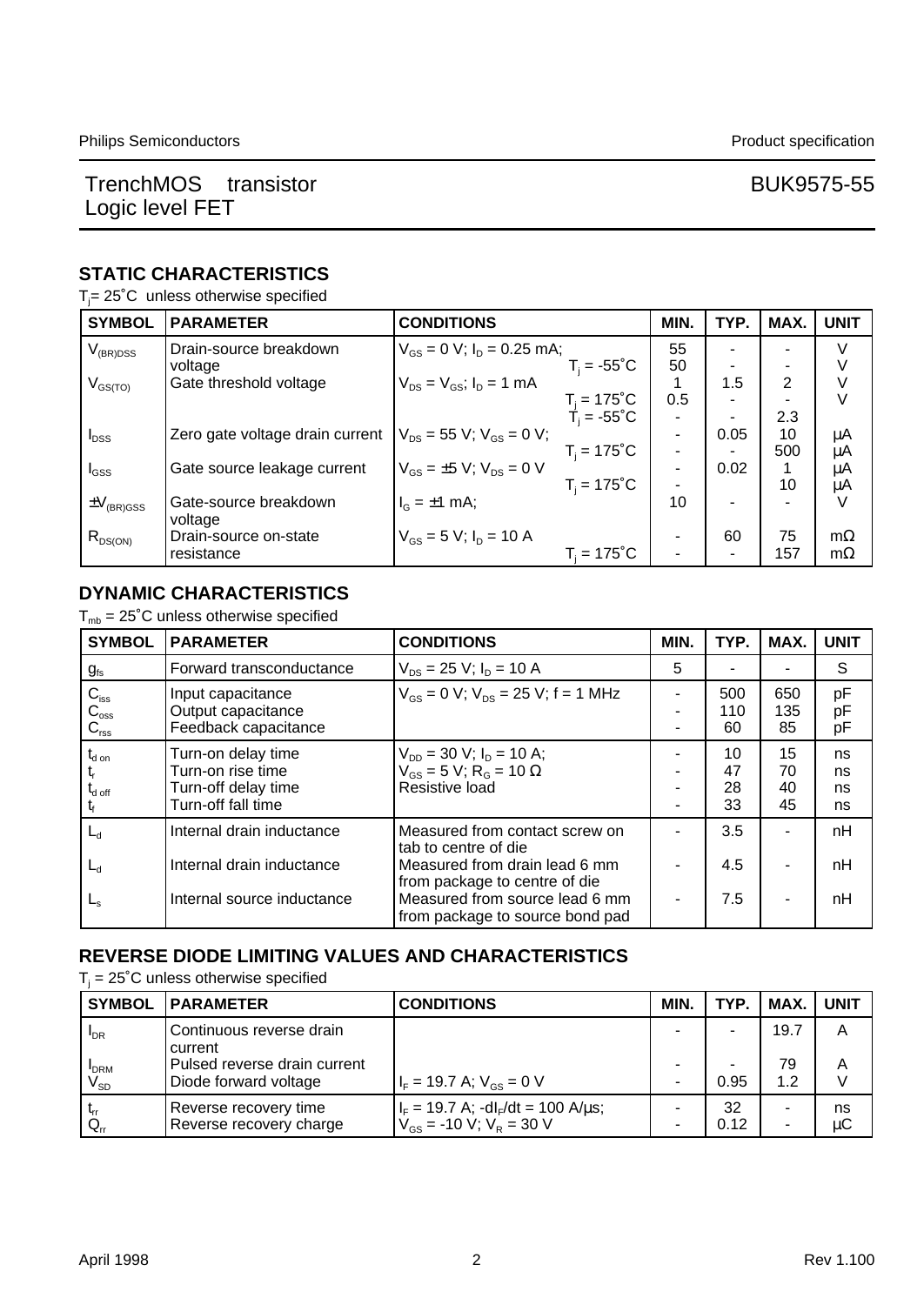# TrenchMOS transistor Logic level FET — BUK9575-55

## STATIC CHARACTERISTICS

$T_j$= 25˚C unless otherwise specified

| SYMBOL | PARAMETER | CONDITIONS | | MIN. | TYP. | MAX. | UNIT |
|---|---|---|---|---|---|---|---|
| $V_{(BR)DSS}$ | Drain-source breakdown voltage | $V_{GS}$ = 0 V; $I_D$ = 0.25 mA; | | 55 | - | - | V |
| | | | $T_j$ = -55˚C | 50 | - | - | V |
| $V_{GS(TO)}$ | Gate threshold voltage | $V_{DS}$ = $V_{GS}$; $I_D$ = 1 mA | | 1 | 1.5 | 2 | V |
| | | | $T_j$ = 175˚C | 0.5 | - | - | V |
| | | | $T_j$ = -55˚C | - | - | 2.3 | V |
| $I_{DSS}$ | Zero gate voltage drain current | $V_{DS}$ = 55 V; $V_{GS}$ = 0 V; | | - | 0.05 | 10 | µA |
| | | | $T_j$ = 175˚C | - | - | 500 | µA |
| $I_{GSS}$ | Gate source leakage current | $V_{GS}$ = ±5 V; $V_{DS}$ = 0 V | | - | 0.02 | 1 | µA |
| | | | $T_j$ = 175˚C | - | | 10 | µA |
| $\pm V_{(BR)GSS}$ | Gate-source breakdown voltage | $I_G$ = ±1 mA; | | 10 | - | - | V |
| $R_{DS(ON)}$ | Drain-source on-state resistance | $V_{GS}$ = 5 V; $I_D$ = 10 A | | - | 60 | 75 | mΩ |
| | | | $T_j$ = 175˚C | - | - | 157 | mΩ |

## DYNAMIC CHARACTERISTICS

$T_{mb}$ = 25˚C unless otherwise specified

| SYMBOL | PARAMETER | CONDITIONS | MIN. | TYP. | MAX. | UNIT |
|---|---|---|---|---|---|---|
| $g_{fs}$ | Forward transconductance | $V_{DS}$ = 25 V; $I_D$ = 10 A | 5 | - | - | S |
| $C_{iss}$ | Input capacitance | $V_{GS}$ = 0 V; $V_{DS}$ = 25 V; f = 1 MHz | - | 500 | 650 | pF |
| $C_{oss}$ | Output capacitance | | - | 110 | 135 | pF |
| $C_{rss}$ | Feedback capacitance | | - | 60 | 85 | pF |
| $t_{d\,on}$ | Turn-on delay time | $V_{DD}$ = 30 V; $I_D$ = 10 A; | - | 10 | 15 | ns |
| $t_r$ | Turn-on rise time | $V_{GS}$ = 5 V; $R_G$ = 10 Ω | - | 47 | 70 | ns |
| $t_{d\,off}$ | Turn-off delay time | Resistive load | - | 28 | 40 | ns |
| $t_f$ | Turn-off fall time | | - | 33 | 45 | ns |
| $L_d$ | Internal drain inductance | Measured from contact screw on tab to centre of die | - | 3.5 | - | nH |
| $L_d$ | Internal drain inductance | Measured from drain lead 6 mm from package to centre of die | - | 4.5 | - | nH |
| $L_s$ | Internal source inductance | Measured from source lead 6 mm from package to source bond pad | - | 7.5 | - | nH |

## REVERSE DIODE LIMITING VALUES AND CHARACTERISTICS

$T_j$ = 25˚C unless otherwise specified

| SYMBOL | PARAMETER | CONDITIONS | MIN. | TYP. | MAX. | UNIT |
|---|---|---|---|---|---|---|
| $I_{DR}$ | Continuous reverse drain current | | - | - | 19.7 | A |
| $I_{DRM}$ | Pulsed reverse drain current | | - | - | 79 | A |
| $V_{SD}$ | Diode forward voltage | $I_F$ = 19.7 A; $V_{GS}$ = 0 V | - | 0.95 | 1.2 | V |
| $t_{rr}$ | Reverse recovery time | $I_F$ = 19.7 A; -$dI_F/dt$ = 100 A/µs; | - | 32 | - | ns |
| $Q_{rr}$ | Reverse recovery charge | $V_{GS}$ = -10 V; $V_R$ = 30 V | - | 0.12 | - | µC |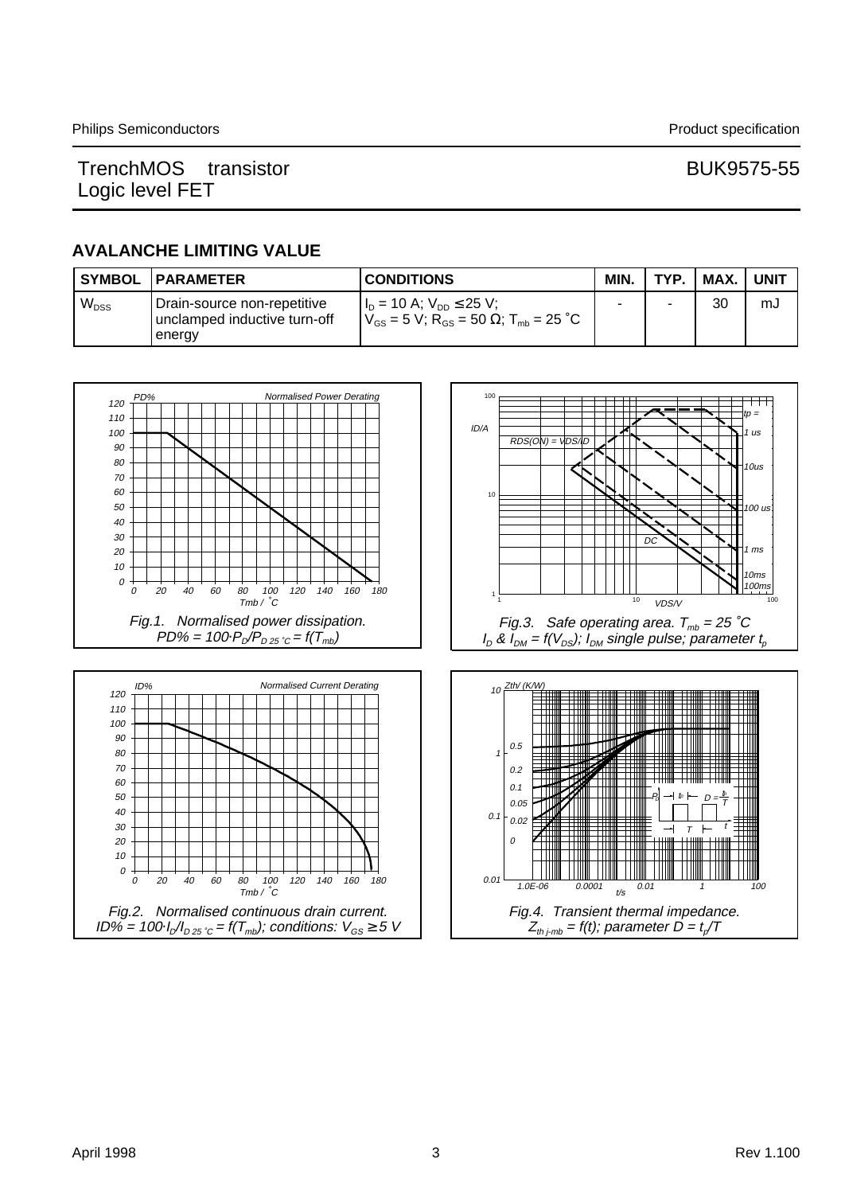## AVALANCHE LIMITING VALUE

| SYMBOL | PARAMETER | CONDITIONS | MIN. | TYP. | MAX. | UNIT |
|---|---|---|---|---|---|---|
| $W_{DSS}$ | Drain-source non-repetitive unclamped inductive turn-off energy | $I_D$ = 10 A; $V_{DD} \leq 25$ V; $V_{GS}$ = 5 V; $R_{GS}$ = 50 Ω; $T_{mb}$ = 25 ˚C | - | - | 30 | mJ |

*Fig.1. Normalised power dissipation.*
*$PD\% = 100 \cdot P_D/P_{D\ 25\ ˚C} = f(T_{mb})$*

*Fig.2. Normalised continuous drain current.*
*$ID\% = 100 \cdot I_D/I_{D\ 25\ ˚C} = f(T_{mb})$; conditions: $V_{GS} \geq 5$ V*

*Fig.3. Safe operating area. $T_{mb}$ = 25 ˚C*
*$I_D$ & $I_{DM} = f(V_{DS})$; $I_{DM}$ single pulse; parameter $t_p$*

*Fig.4. Transient thermal impedance.*
*$Z_{th\ j\text{-}mb} = f(t)$; parameter $D = t_p/T$*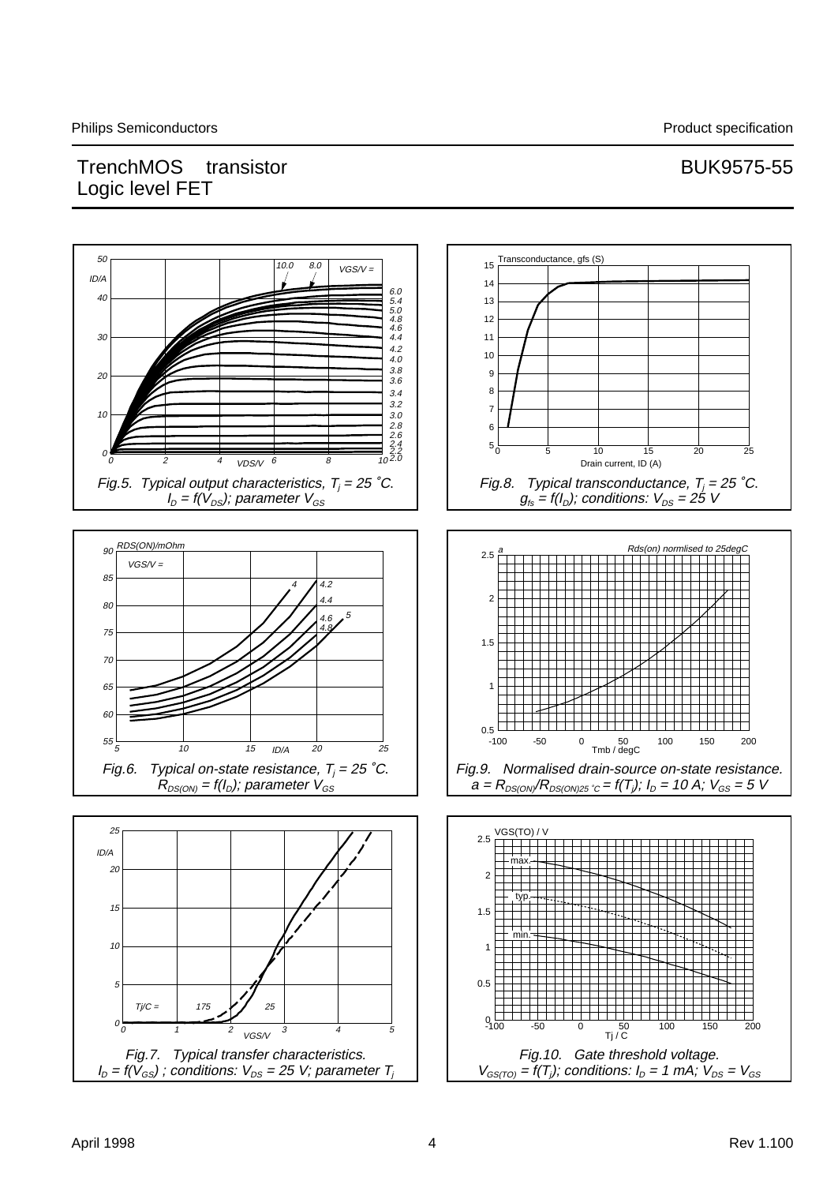# TrenchMOS transistor Logic level FET

# BUK9575-55

Fig.5. Typical output characteristics, $T_j$ = 25 ˚C. $I_D = f(V_{DS})$; parameter $V_{GS}$

Fig.8. Typical transconductance, $T_j$ = 25 ˚C. $g_{fs} = f(I_D)$; conditions: $V_{DS}$ = 25 V

Fig.6. Typical on-state resistance, $T_j$ = 25 ˚C. $R_{DS(ON)} = f(I_D)$; parameter $V_{GS}$

Fig.9. Normalised drain-source on-state resistance. $a = R_{DS(ON)}/R_{DS(ON)25\,^{\circ}C} = f(T_j)$; $I_D$ = 10 A; $V_{GS}$ = 5 V

Fig.7. Typical transfer characteristics. $I_D = f(V_{GS})$ ; conditions: $V_{DS}$ = 25 V; parameter $T_j$

Fig.10. Gate threshold voltage. $V_{GS(TO)} = f(T_j)$; conditions: $I_D$ = 1 mA; $V_{DS} = V_{GS}$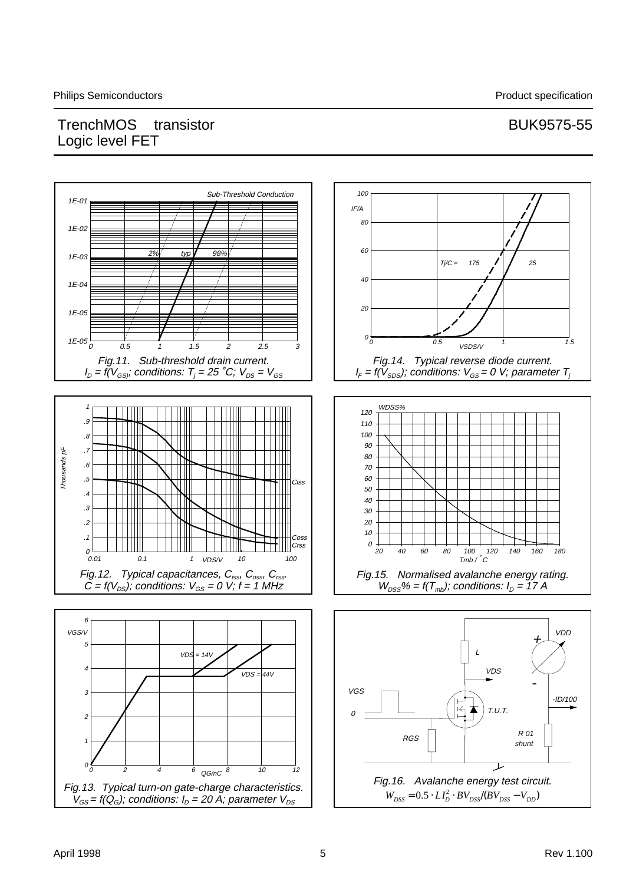# TrenchMOS transistor Logic level FET

# BUK9575-55

Fig.11. Sub-threshold drain current. $I_D = f(V_{GS})$; conditions: $T_j = 25\ ^\circ C$; $V_{DS} = V_{GS}$

Fig.14. Typical reverse diode current. $I_F = f(V_{SDS})$; conditions: $V_{GS} = 0$ V; parameter $T_j$

Fig.12. Typical capacitances, $C_{iss}$, $C_{oss}$, $C_{rss}$. $C = f(V_{DS})$; conditions: $V_{GS} = 0$ V; f = 1 MHz

Fig.15. Normalised avalanche energy rating. $W_{DSS}\% = f(T_{mb})$; conditions: $I_D = 17$ A

Fig.13. Typical turn-on gate-charge characteristics. $V_{GS} = f(Q_G)$; conditions: $I_D = 20$ A; parameter $V_{DS}$

Fig.16. Avalanche energy test circuit.

$$W_{DSS} = 0.5 \cdot L I_D^2 \cdot BV_{DSS} / (BV_{DSS} - V_{DD})$$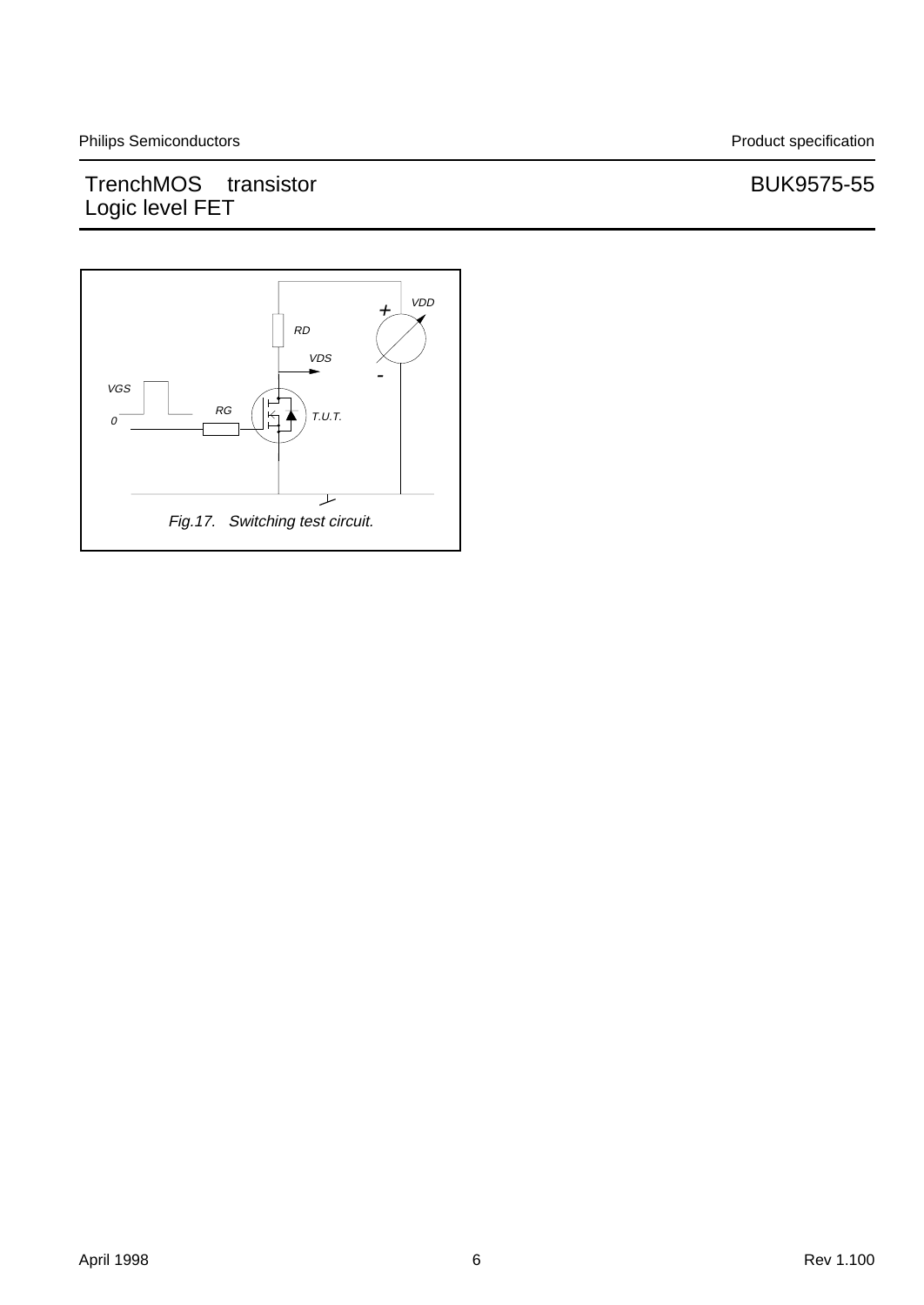*Fig.17. Switching test circuit.*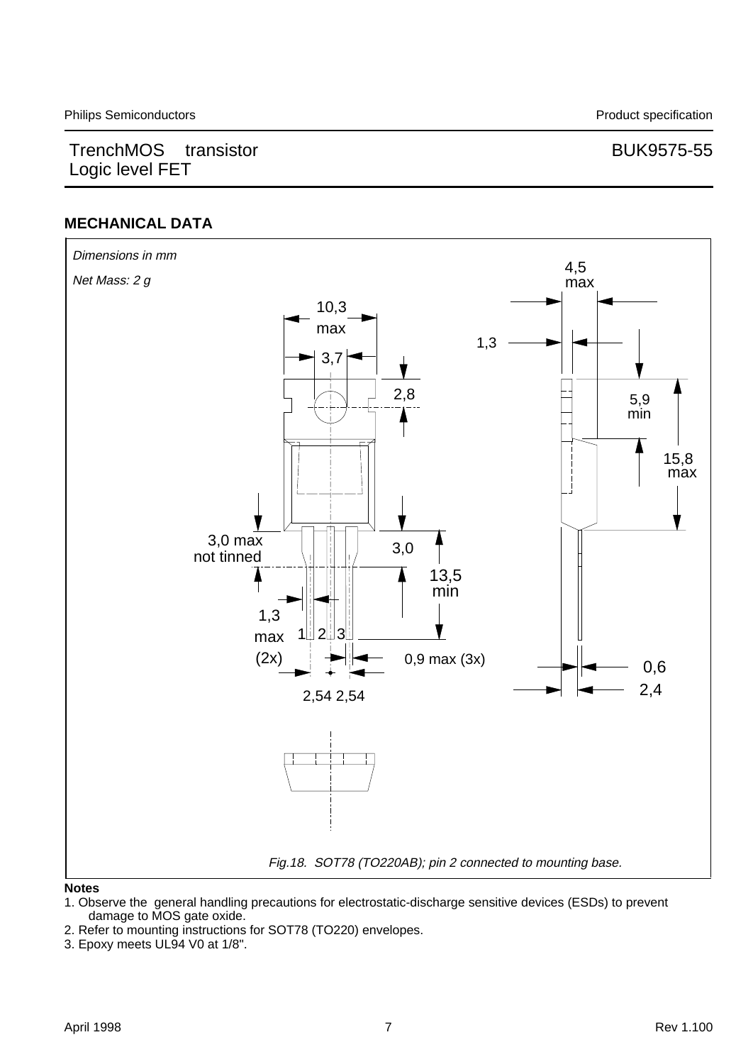## MECHANICAL DATA

*Dimensions in mm*

*Net Mass: 2 g*

*Fig.18. SOT78 (TO220AB); pin 2 connected to mounting base.*

**Notes**

1. Observe the general handling precautions for electrostatic-discharge sensitive devices (ESDs) to prevent damage to MOS gate oxide.
2. Refer to mounting instructions for SOT78 (TO220) envelopes.
3. Epoxy meets UL94 V0 at 1/8".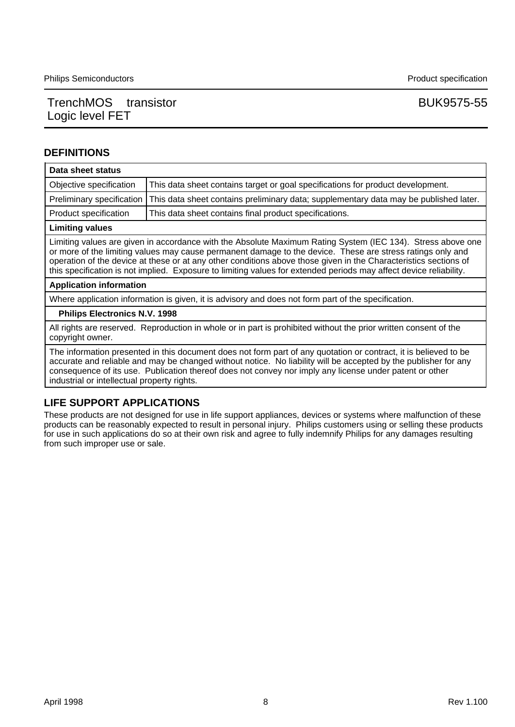## DEFINITIONS

| | |
|---|---|
| **Data sheet status** | |
| Objective specification | This data sheet contains target or goal specifications for product development. |
| Preliminary specification | This data sheet contains preliminary data; supplementary data may be published later. |
| Product specification | This data sheet contains final product specifications. |
| **Limiting values** | |
| Limiting values are given in accordance with the Absolute Maximum Rating System (IEC 134). Stress above one or more of the limiting values may cause permanent damage to the device. These are stress ratings only and operation of the device at these or at any other conditions above those given in the Characteristics sections of this specification is not implied. Exposure to limiting values for extended periods may affect device reliability. | |
| **Application information** | |
| Where application information is given, it is advisory and does not form part of the specification. | |
| **Philips Electronics N.V. 1998** | |
| All rights are reserved. Reproduction in whole or in part is prohibited without the prior written consent of the copyright owner. | |
| The information presented in this document does not form part of any quotation or contract, it is believed to be accurate and reliable and may be changed without notice. No liability will be accepted by the publisher for any consequence of its use. Publication thereof does not convey nor imply any license under patent or other industrial or intellectual property rights. | |

## LIFE SUPPORT APPLICATIONS

These products are not designed for use in life support appliances, devices or systems where malfunction of these products can be reasonably expected to result in personal injury. Philips customers using or selling these products for use in such applications do so at their own risk and agree to fully indemnify Philips for any damages resulting from such improper use or sale.